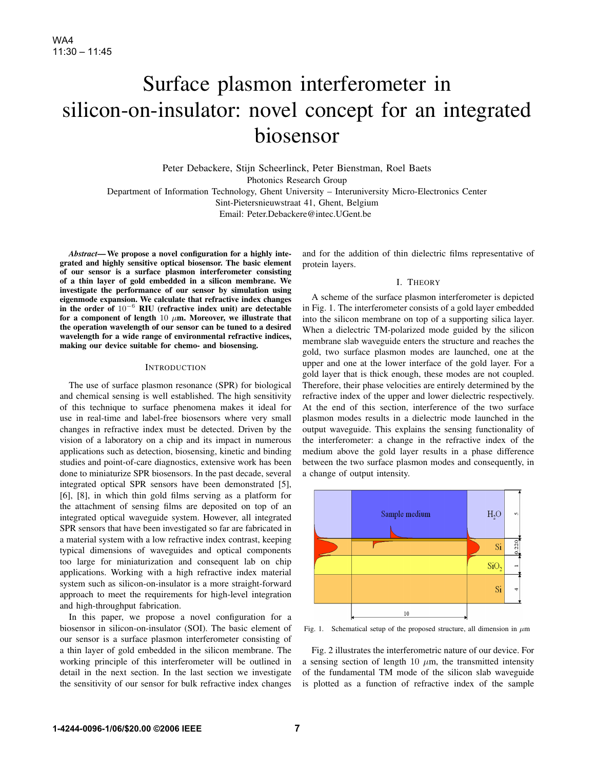WA4
11:30 – 11:45

# Surface plasmon interferometer in silicon-on-insulator: novel concept for an integrated biosensor

Peter Debackere, Stijn Scheerlinck, Peter Bienstman, Roel Baets
Photonics Research Group
Department of Information Technology, Ghent University – Interuniversity Micro-Electronics Center
Sint-Pietersnieuwstraat 41, Ghent, Belgium
Email: Peter.Debackere@intec.UGent.be

***Abstract*— We propose a novel configuration for a highly integrated and highly sensitive optical biosensor. The basic element of our sensor is a surface plasmon interferometer consisting of a thin layer of gold embedded in a silicon membrane. We investigate the performance of our sensor by simulation using eigenmode expansion. We calculate that refractive index changes in the order of $10^{-6}$ RIU (refractive index unit) are detectable for a component of length $10\ \mu$m. Moreover, we illustrate that the operation wavelength of our sensor can be tuned to a desired wavelength for a wide range of environmental refractive indices, making our device suitable for chemo- and biosensing.**

## INTRODUCTION

The use of surface plasmon resonance (SPR) for biological and chemical sensing is well established. The high sensitivity of this technique to surface phenomena makes it ideal for use in real-time and label-free biosensors where very small changes in refractive index must be detected. Driven by the vision of a laboratory on a chip and its impact in numerous applications such as detection, biosensing, kinetic and binding studies and point-of-care diagnostics, extensive work has been done to miniaturize SPR biosensors. In the past decade, several integrated optical SPR sensors have been demonstrated [5], [6], [8], in which thin gold films serving as a platform for the attachment of sensing films are deposited on top of an integrated optical waveguide system. However, all integrated SPR sensors that have been investigated so far are fabricated in a material system with a low refractive index contrast, keeping typical dimensions of waveguides and optical components too large for miniaturization and consequent lab on chip applications. Working with a high refractive index material system such as silicon-on-insulator is a more straight-forward approach to meet the requirements for high-level integration and high-throughput fabrication.

In this paper, we propose a novel configuration for a biosensor in silicon-on-insulator (SOI). The basic element of our sensor is a surface plasmon interferometer consisting of a thin layer of gold embedded in the silicon membrane. The working principle of this interferometer will be outlined in detail in the next section. In the last section we investigate the sensitivity of our sensor for bulk refractive index changes and for the addition of thin dielectric films representative of protein layers.

## I. THEORY

A scheme of the surface plasmon interferometer is depicted in Fig. 1. The interferometer consists of a gold layer embedded into the silicon membrane on top of a supporting silica layer. When a dielectric TM-polarized mode guided by the silicon membrane slab waveguide enters the structure and reaches the gold, two surface plasmon modes are launched, one at the upper and one at the lower interface of the gold layer. For a gold layer that is thick enough, these modes are not coupled. Therefore, their phase velocities are entirely determined by the refractive index of the upper and lower dielectric respectively. At the end of this section, interference of the two surface plasmon modes results in a dielectric mode launched in the output waveguide. This explains the sensing functionality of the interferometer: a change in the refractive index of the medium above the gold layer results in a phase difference between the two surface plasmon modes and consequently, in a change of output intensity.

Fig. 1. Schematical setup of the proposed structure, all dimension in $\mu$m

Fig. 2 illustrates the interferometric nature of our device. For a sensing section of length $10\ \mu$m, the transmitted intensity of the fundamental TM mode of the silicon slab waveguide is plotted as a function of refractive index of the sample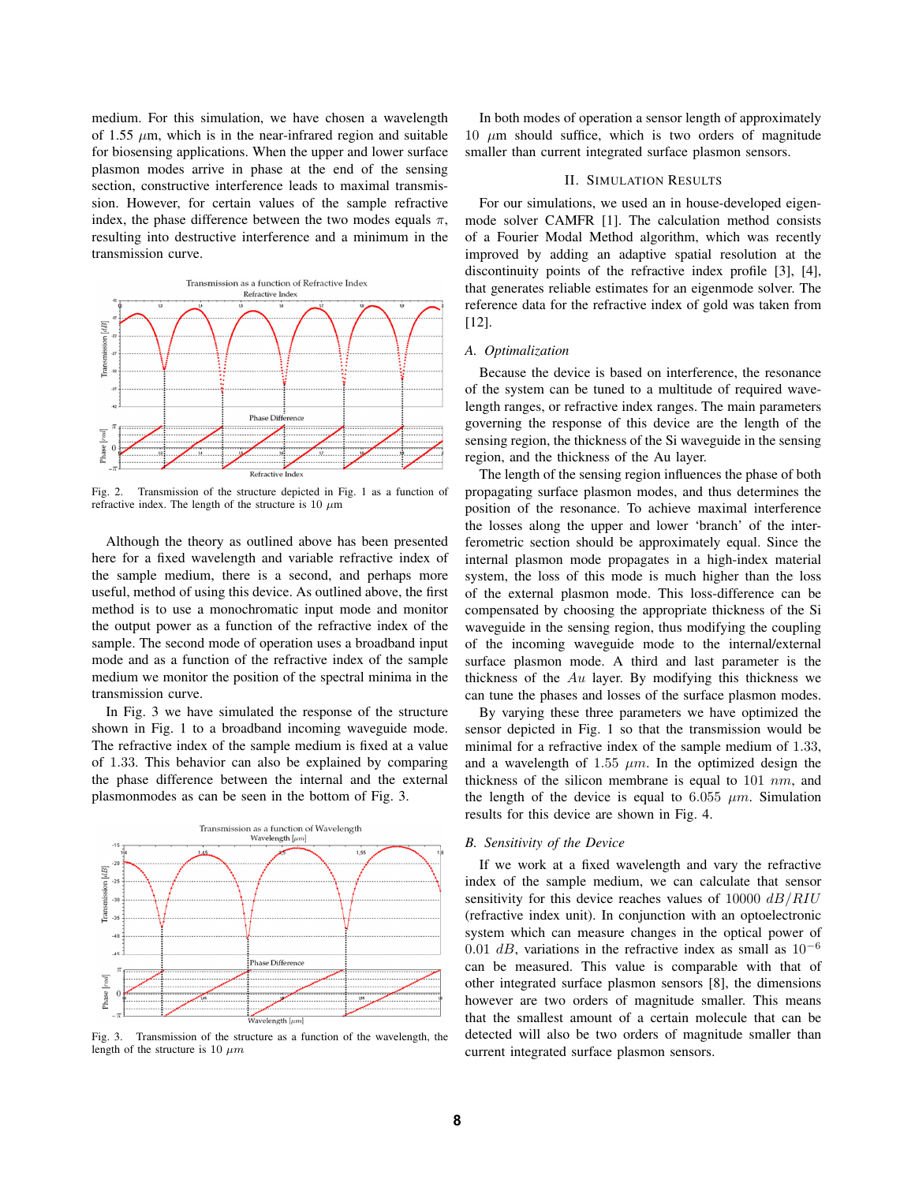medium. For this simulation, we have chosen a wavelength of 1.55 $\mu$m, which is in the near-infrared region and suitable for biosensing applications. When the upper and lower surface plasmon modes arrive in phase at the end of the sensing section, constructive interference leads to maximal transmission. However, for certain values of the sample refractive index, the phase difference between the two modes equals $\pi$, resulting into destructive interference and a minimum in the transmission curve.

Fig. 2. Transmission of the structure depicted in Fig. 1 as a function of refractive index. The length of the structure is 10 $\mu$m

Although the theory as outlined above has been presented here for a fixed wavelength and variable refractive index of the sample medium, there is a second, and perhaps more useful, method of using this device. As outlined above, the first method is to use a monochromatic input mode and monitor the output power as a function of the refractive index of the sample. The second mode of operation uses a broadband input mode and as a function of the refractive index of the sample medium we monitor the position of the spectral minima in the transmission curve.

In Fig. 3 we have simulated the response of the structure shown in Fig. 1 to a broadband incoming waveguide mode. The refractive index of the sample medium is fixed at a value of 1.33. This behavior can also be explained by comparing the phase difference between the internal and the external plasmonmodes as can be seen in the bottom of Fig. 3.

Fig. 3. Transmission of the structure as a function of the wavelength, the length of the structure is 10 $\mu m$

In both modes of operation a sensor length of approximately 10 $\mu$m should suffice, which is two orders of magnitude smaller than current integrated surface plasmon sensors.

## II. Simulation Results

For our simulations, we used an in house-developed eigenmode solver CAMFR [1]. The calculation method consists of a Fourier Modal Method algorithm, which was recently improved by adding an adaptive spatial resolution at the discontinuity points of the refractive index profile [3], [4], that generates reliable estimates for an eigenmode solver. The reference data for the refractive index of gold was taken from [12].

### A. Optimalization

Because the device is based on interference, the resonance of the system can be tuned to a multitude of required wavelength ranges, or refractive index ranges. The main parameters governing the response of this device are the length of the sensing region, the thickness of the Si waveguide in the sensing region, and the thickness of the Au layer.

The length of the sensing region influences the phase of both propagating surface plasmon modes, and thus determines the position of the resonance. To achieve maximal interference the losses along the upper and lower 'branch' of the interferometric section should be approximately equal. Since the internal plasmon mode propagates in a high-index material system, the loss of this mode is much higher than the loss of the external plasmon mode. This loss-difference can be compensated by choosing the appropriate thickness of the Si waveguide in the sensing region, thus modifying the coupling of the incoming waveguide mode to the internal/external surface plasmon mode. A third and last parameter is the thickness of the $Au$ layer. By modifying this thickness we can tune the phases and losses of the surface plasmon modes.

By varying these three parameters we have optimized the sensor depicted in Fig. 1 so that the transmission would be minimal for a refractive index of the sample medium of 1.33, and a wavelength of 1.55 $\mu m$. In the optimized design the thickness of the silicon membrane is equal to 101 $nm$, and the length of the device is equal to 6.055 $\mu m$. Simulation results for this device are shown in Fig. 4.

### B. Sensitivity of the Device

If we work at a fixed wavelength and vary the refractive index of the sample medium, we can calculate that sensor sensitivity for this device reaches values of 10000 $dB/RIU$ (refractive index unit). In conjunction with an optoelectronic system which can measure changes in the optical power of 0.01 $dB$, variations in the refractive index as small as $10^{-6}$ can be measured. This value is comparable with that of other integrated surface plasmon sensors [8], the dimensions however are two orders of magnitude smaller. This means that the smallest amount of a certain molecule that can be detected will also be two orders of magnitude smaller than current integrated surface plasmon sensors.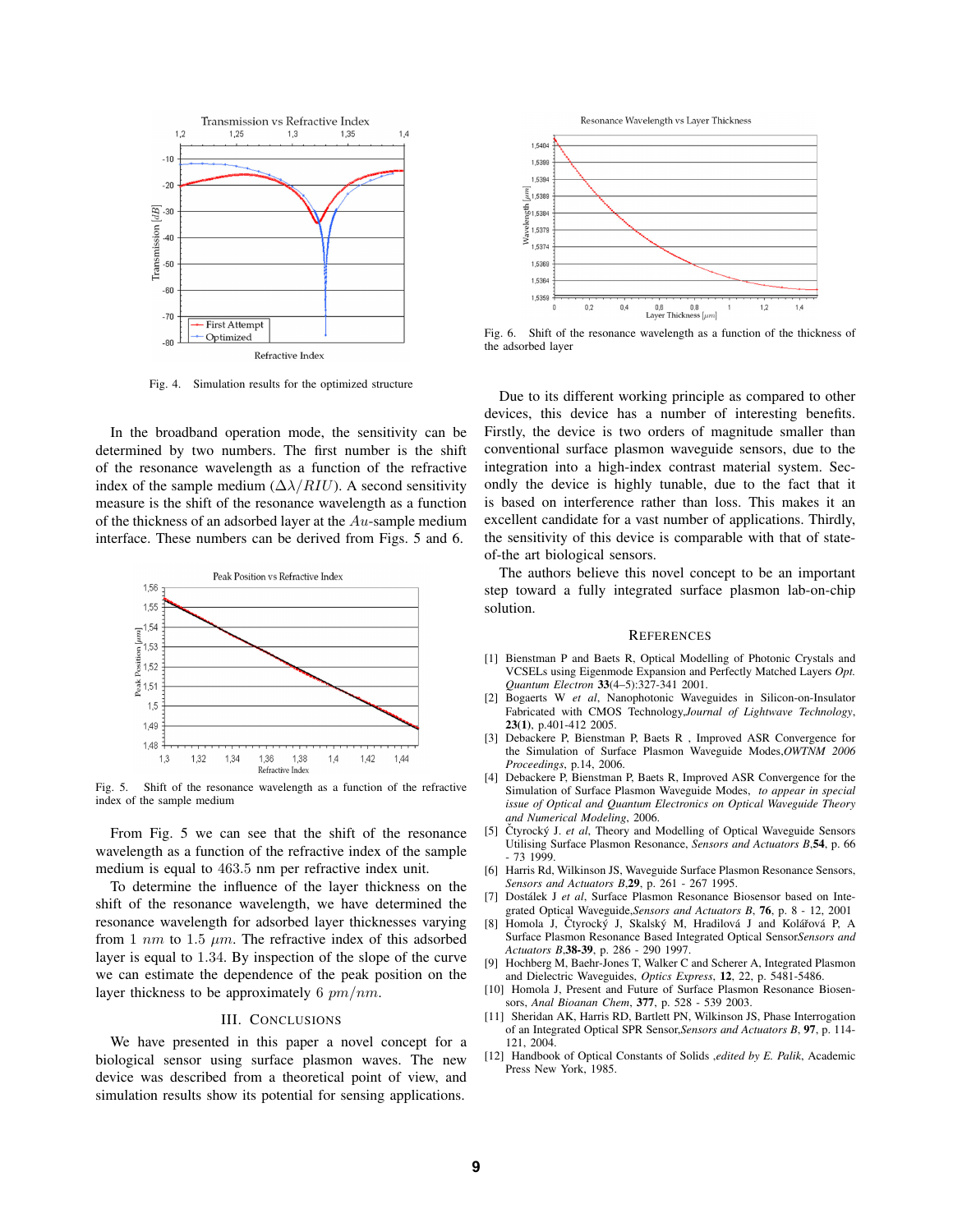Transmission vs Refractive Index

1,2 1,25 1,3 1,35 1,4

-10 -20 -30 -40 -50 -60 -70 -80

Transmission [dB]

First Attempt
Optimized

Refractive Index

Fig. 4. Simulation results for the optimized structure

In the broadband operation mode, the sensitivity can be determined by two numbers. The first number is the shift of the resonance wavelength as a function of the refractive index of the sample medium ($\Delta\lambda/RIU$). A second sensitivity measure is the shift of the resonance wavelength as a function of the thickness of an adsorbed layer at the $Au$-sample medium interface. These numbers can be derived from Figs. 5 and 6.

Peak Position vs Refractive Index

1,56 1,55 1,54 1,53 1,52 1,51 1,5 1,49 1,48

Peak Position [$\mu m$]

1,3 1,32 1,34 1,36 1,38 1,4 1,42 1,44

Refractive Index

Fig. 5. Shift of the resonance wavelength as a function of the refractive index of the sample medium

From Fig. 5 we can see that the shift of the resonance wavelength as a function of the refractive index of the sample medium is equal to 463.5 nm per refractive index unit.

To determine the influence of the layer thickness on the shift of the resonance wavelength, we have determined the resonance wavelength for adsorbed layer thicknesses varying from 1 $nm$ to 1.5 $\mu m$. The refractive index of this adsorbed layer is equal to 1.34. By inspection of the slope of the curve we can estimate the dependence of the peak position on the layer thickness to be approximately 6 $pm/nm$.

## III. Conclusions

We have presented in this paper a novel concept for a biological sensor using surface plasmon waves. The new device was described from a theoretical point of view, and simulation results show its potential for sensing applications.

Resonance Wavelength vs Layer Thickness

1,5404 1,5399 1,5394 1,5389 1,5384 1,5379 1,5374 1,5369 1,5364 1,5359

Wavelength [$\mu m$]

0 0,2 0,4 0,6 0,8 1 1,2 1,4

Layer Thickness [$\mu m$]

Fig. 6. Shift of the resonance wavelength as a function of the thickness of the adsorbed layer

Due to its different working principle as compared to other devices, this device has a number of interesting benefits. Firstly, the device is two orders of magnitude smaller than conventional surface plasmon waveguide sensors, due to the integration into a high-index contrast material system. Secondly the device is highly tunable, due to the fact that it is based on interference rather than loss. This makes it an excellent candidate for a vast number of applications. Thirdly, the sensitivity of this device is comparable with that of state-of-the art biological sensors.

The authors believe this novel concept to be an important step toward a fully integrated surface plasmon lab-on-chip solution.

## References

[1] Bienstman P and Baets R, Optical Modelling of Photonic Crystals and VCSELs using Eigenmode Expansion and Perfectly Matched Layers *Opt. Quantum Electron* **33**(4–5):327-341 2001.

[2] Bogaerts W *et al*, Nanophotonic Waveguides in Silicon-on-Insulator Fabricated with CMOS Technology,*Journal of Lightwave Technology*, **23(1)**, p.401-412 2005.

[3] Debackere P, Bienstman P, Baets R , Improved ASR Convergence for the Simulation of Surface Plasmon Waveguide Modes,*OWTNM 2006 Proceedings*, p.14, 2006.

[4] Debackere P, Bienstman P, Baets R, Improved ASR Convergence for the Simulation of Surface Plasmon Waveguide Modes, *to appear in special issue of Optical and Quantum Electronics on Optical Waveguide Theory and Numerical Modeling*, 2006.

[5] Čtyroký J. *et al*, Theory and Modelling of Optical Waveguide Sensors Utilising Surface Plasmon Resonance, *Sensors and Actuators B*,**54**, p. 66 - 73 1999.

[6] Harris Rd, Wilkinson JS, Waveguide Surface Plasmon Resonance Sensors, *Sensors and Actuators B*,**29**, p. 261 - 267 1995.

[7] Dostálek J *et al*, Surface Plasmon Resonance Biosensor based on Integrated Optical Waveguide,*Sensors and Actuators B*, **76**, p. 8 - 12, 2001

[8] Homola J, Čtyroký J, Skalský M, Hradilová J and Kolářová P, A Surface Plasmon Resonance Based Integrated Optical Sensor*Sensors and Actuators B*,**38-39**, p. 286 - 290 1997.

[9] Hochberg M, Baehr-Jones T, Walker C and Scherer A, Integrated Plasmon and Dielectric Waveguides, *Optics Express*, **12**, 22, p. 5481-5486.

[10] Homola J, Present and Future of Surface Plasmon Resonance Biosensors, *Anal Bioanan Chem*, **377**, p. 528 - 539 2003.

[11] Sheridan AK, Harris RD, Bartlett PN, Wilkinson JS, Phase Interrogation of an Integrated Optical SPR Sensor,*Sensors and Actuators B*, **97**, p. 114-121, 2004.

[12] Handbook of Optical Constants of Solids ,*edited by E. Palik*, Academic Press New York, 1985.